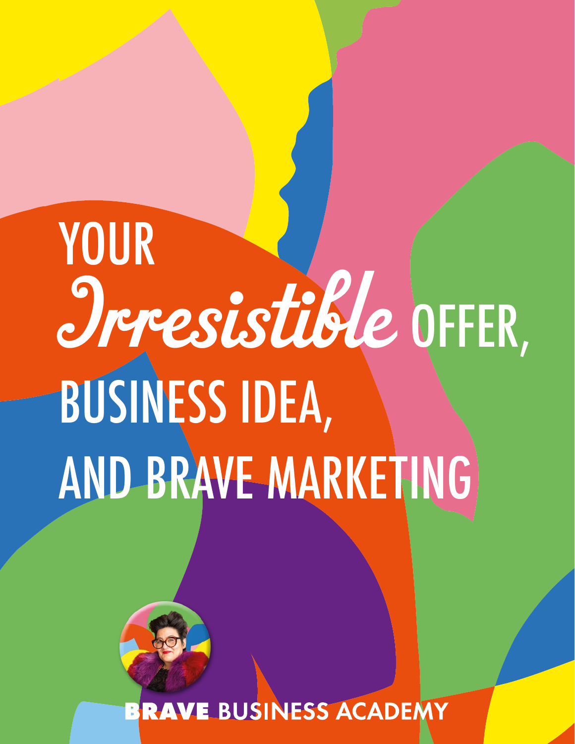# YOUR *Irresistible* OFFER, BUSINESS IDEA, AND BRAVE MARKETING

**BRAVE** BUSINESS ACADEMY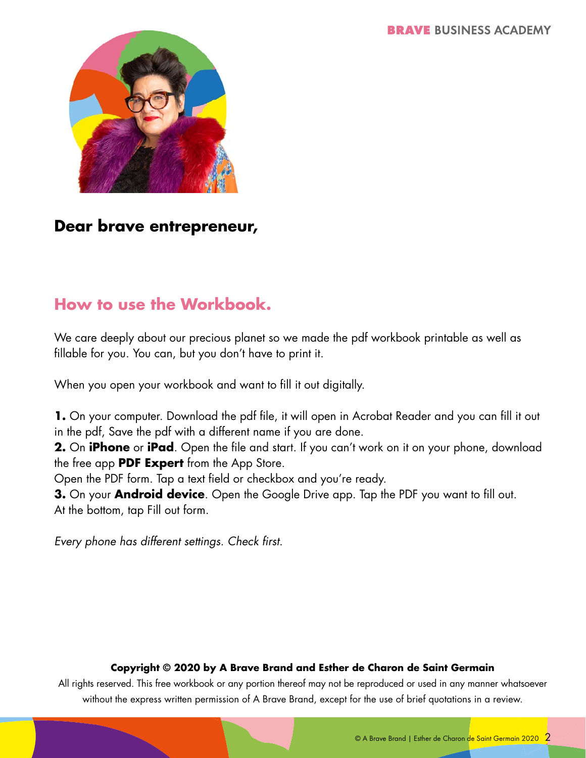**Dear brave entrepreneur,**

## How to use the Workbook.

We care deeply about our precious planet so we made the pdf workbook printable as well as fillable for you. You can, but you don't have to print it.

When you open your workbook and want to fill it out digitally.

**1.** On your computer. Download the pdf file, it will open in Acrobat Reader and you can fill it out in the pdf, Save the pdf with a different name if you are done.
**2.** On **iPhone** or **iPad**. Open the file and start. If you can't work on it on your phone, download the free app **PDF Expert** from the App Store.
Open the PDF form. Tap a text field or checkbox and you're ready.
**3.** On your **Android device**. Open the Google Drive app. Tap the PDF you want to fill out.
At the bottom, tap Fill out form.

*Every phone has different settings. Check first.*

**Copyright © 2020 by A Brave Brand and Esther de Charon de Saint Germain**

All rights reserved. This free workbook or any portion thereof may not be reproduced or used in any manner whatsoever without the express written permission of A Brave Brand, except for the use of brief quotations in a review.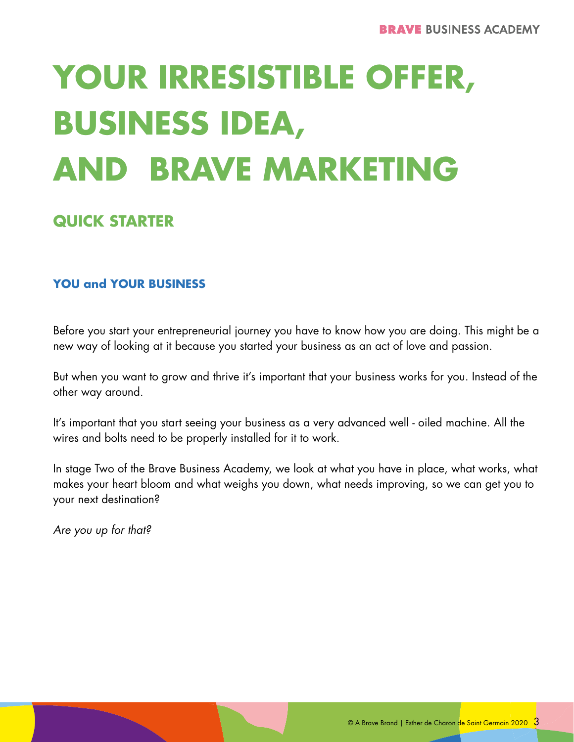# YOUR IRRESISTIBLE OFFER, BUSINESS IDEA, AND BRAVE MARKETING

## QUICK STARTER

### YOU and YOUR BUSINESS

Before you start your entrepreneurial journey you have to know how you are doing. This might be a new way of looking at it because you started your business as an act of love and passion.

But when you want to grow and thrive it's important that your business works for you. Instead of the other way around.

It's important that you start seeing your business as a very advanced well - oiled machine. All the wires and bolts need to be properly installed for it to work.

In stage Two of the Brave Business Academy, we look at what you have in place, what works, what makes your heart bloom and what weighs you down, what needs improving, so we can get you to your next destination?

*Are you up for that?*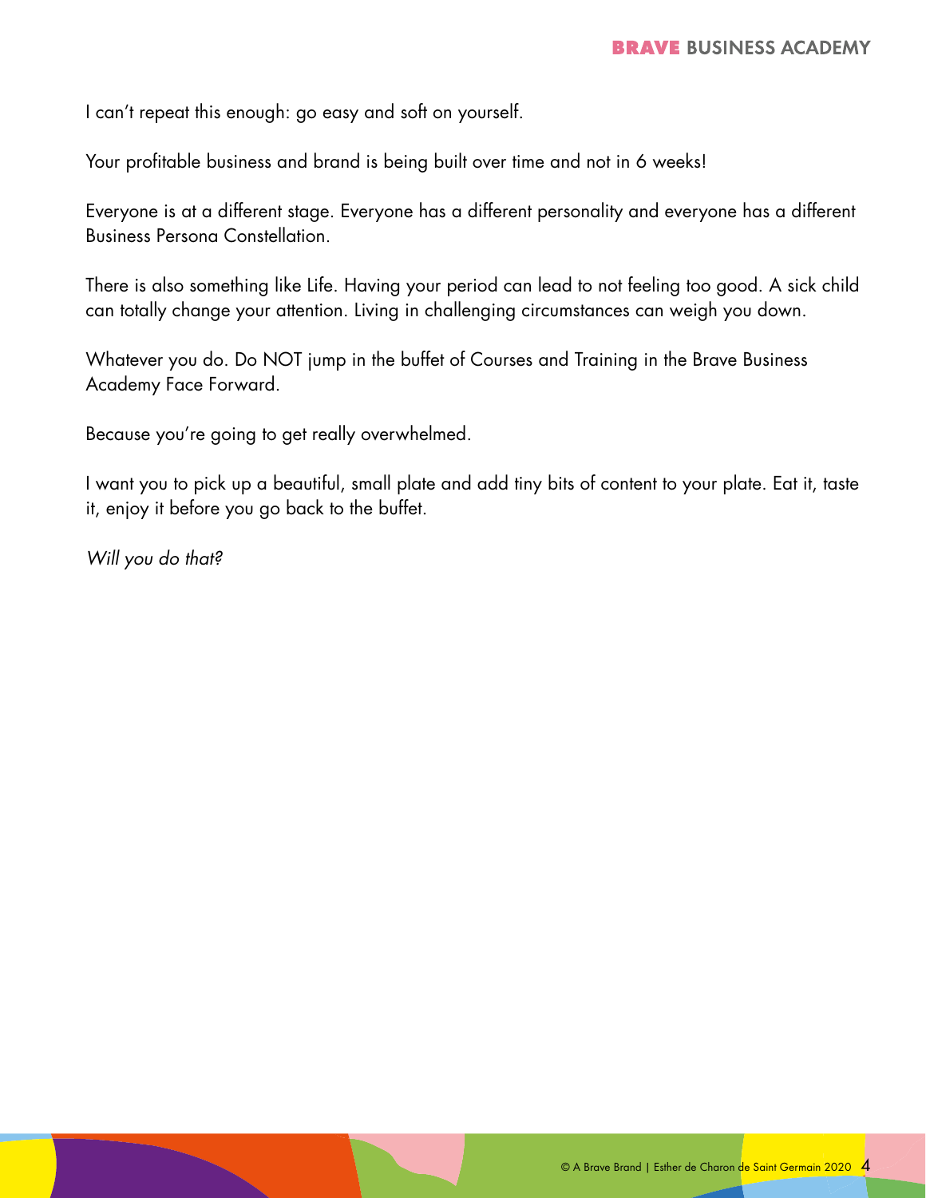I can't repeat this enough: go easy and soft on yourself.

Your profitable business and brand is being built over time and not in 6 weeks!

Everyone is at a different stage. Everyone has a different personality and everyone has a different Business Persona Constellation.

There is also something like Life. Having your period can lead to not feeling too good. A sick child can totally change your attention. Living in challenging circumstances can weigh you down.

Whatever you do. Do NOT jump in the buffet of Courses and Training in the Brave Business Academy Face Forward.

Because you're going to get really overwhelmed.

I want you to pick up a beautiful, small plate and add tiny bits of content to your plate. Eat it, taste it, enjoy it before you go back to the buffet.

*Will you do that?*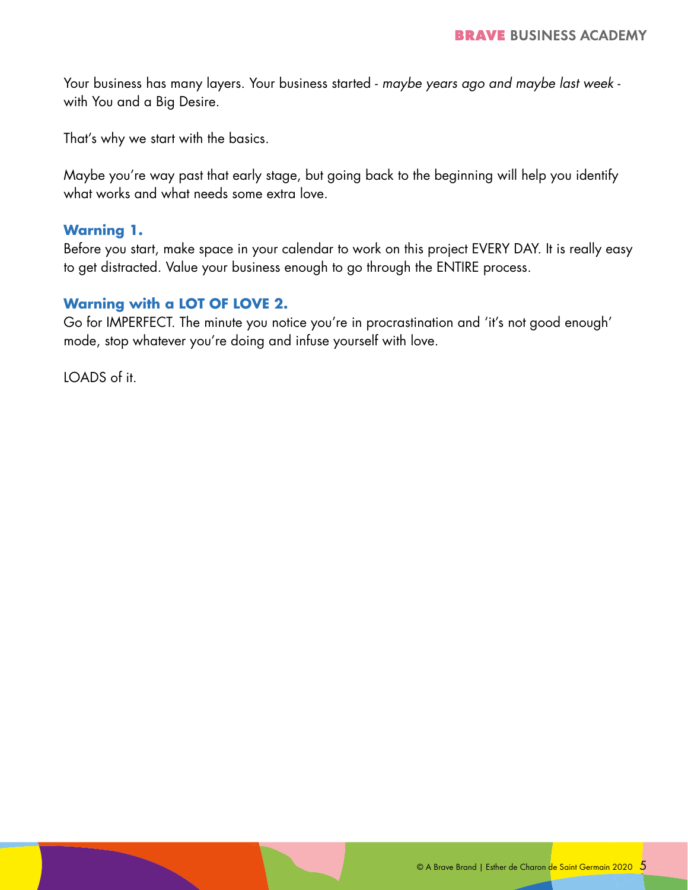Your business has many layers. Your business started - *maybe years ago and maybe last week* - with You and a Big Desire.

That's why we start with the basics.

Maybe you're way past that early stage, but going back to the beginning will help you identify what works and what needs some extra love.

**Warning 1.**
Before you start, make space in your calendar to work on this project EVERY DAY. It is really easy to get distracted. Value your business enough to go through the ENTIRE process.

**Warning with a LOT OF LOVE 2.**
Go for IMPERFECT. The minute you notice you're in procrastination and 'it's not good enough' mode, stop whatever you're doing and infuse yourself with love.

LOADS of it.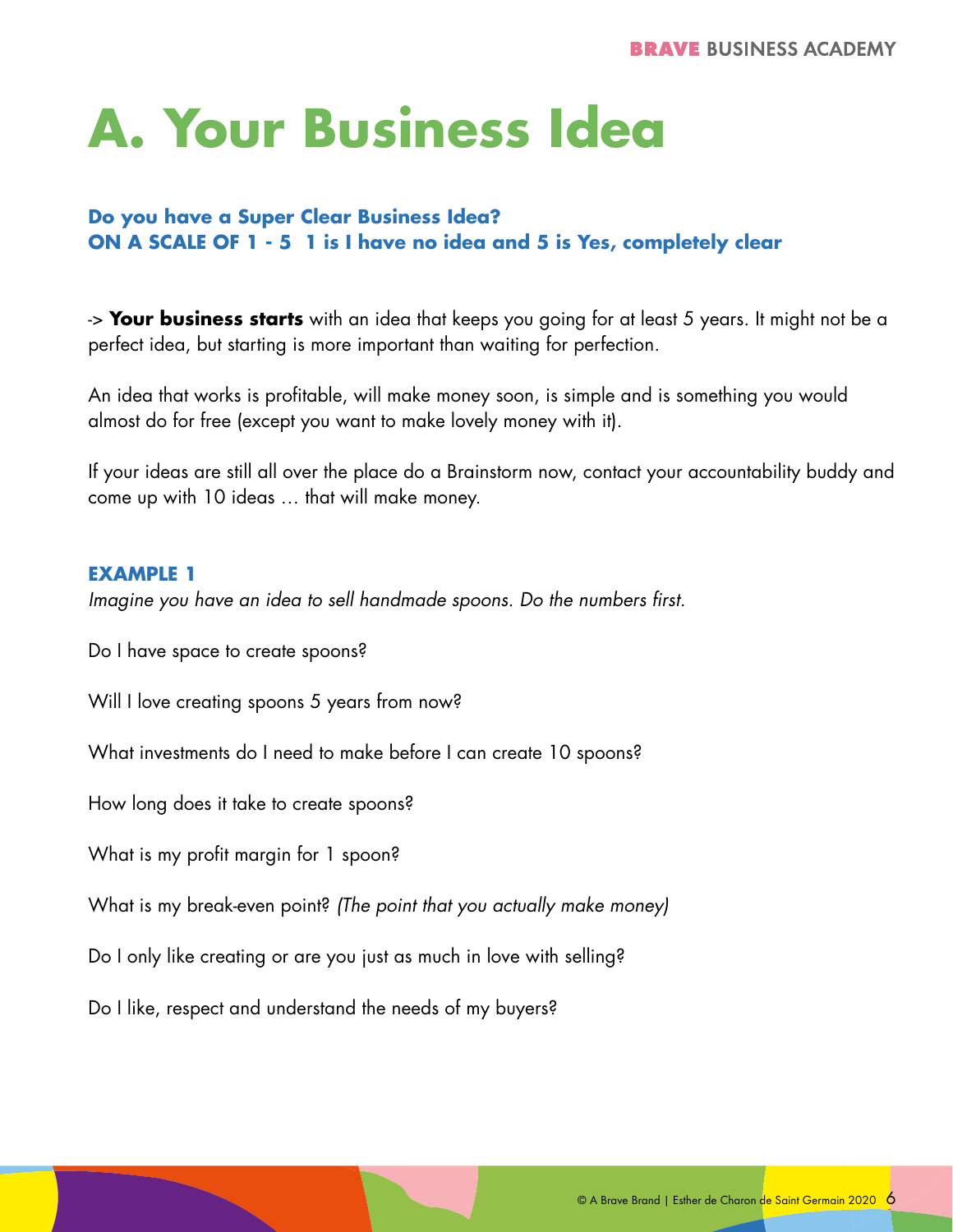# A. Your Business Idea

**Do you have a Super Clear Business Idea?**
**ON A SCALE OF 1 - 5  1 is I have no idea and 5 is Yes, completely clear**

-> **Your business starts** with an idea that keeps you going for at least 5 years. It might not be a perfect idea, but starting is more important than waiting for perfection.

An idea that works is profitable, will make money soon, is simple and is something you would almost do for free (except you want to make lovely money with it).

If your ideas are still all over the place do a Brainstorm now, contact your accountability buddy and come up with 10 ideas … that will make money.

**EXAMPLE 1**

*Imagine you have an idea to sell handmade spoons. Do the numbers first.*

Do I have space to create spoons?

Will I love creating spoons 5 years from now?

What investments do I need to make before I can create 10 spoons?

How long does it take to create spoons?

What is my profit margin for 1 spoon?

What is my break-even point? *(The point that you actually make money)*

Do I only like creating or are you just as much in love with selling?

Do I like, respect and understand the needs of my buyers?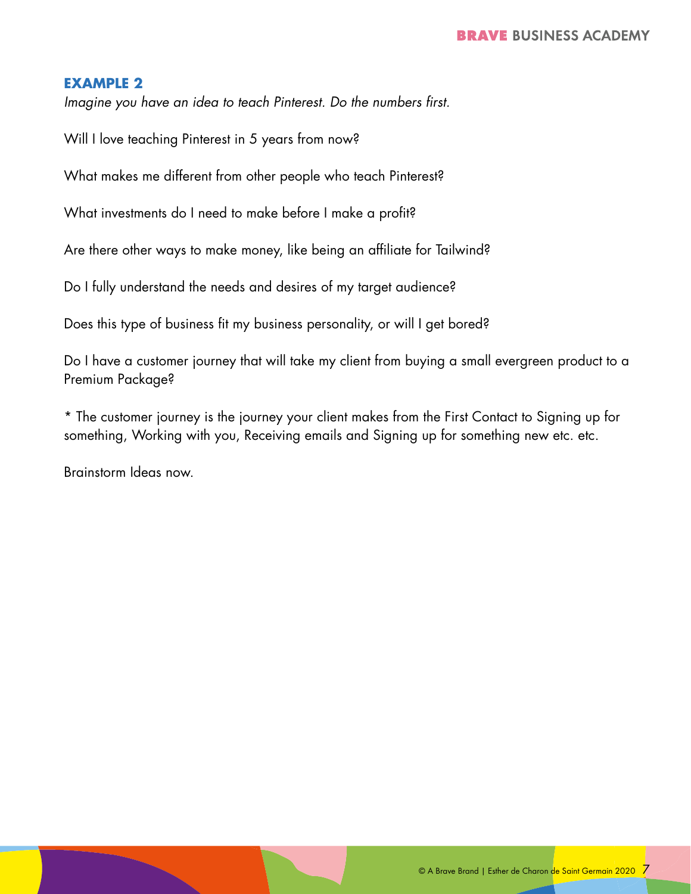## EXAMPLE 2

*Imagine you have an idea to teach Pinterest. Do the numbers first.*

Will I love teaching Pinterest in 5 years from now?

What makes me different from other people who teach Pinterest?

What investments do I need to make before I make a profit?

Are there other ways to make money, like being an affiliate for Tailwind?

Do I fully understand the needs and desires of my target audience?

Does this type of business fit my business personality, or will I get bored?

Do I have a customer journey that will take my client from buying a small evergreen product to a Premium Package?

* The customer journey is the journey your client makes from the First Contact to Signing up for something, Working with you, Receiving emails and Signing up for something new etc. etc.

Brainstorm Ideas now.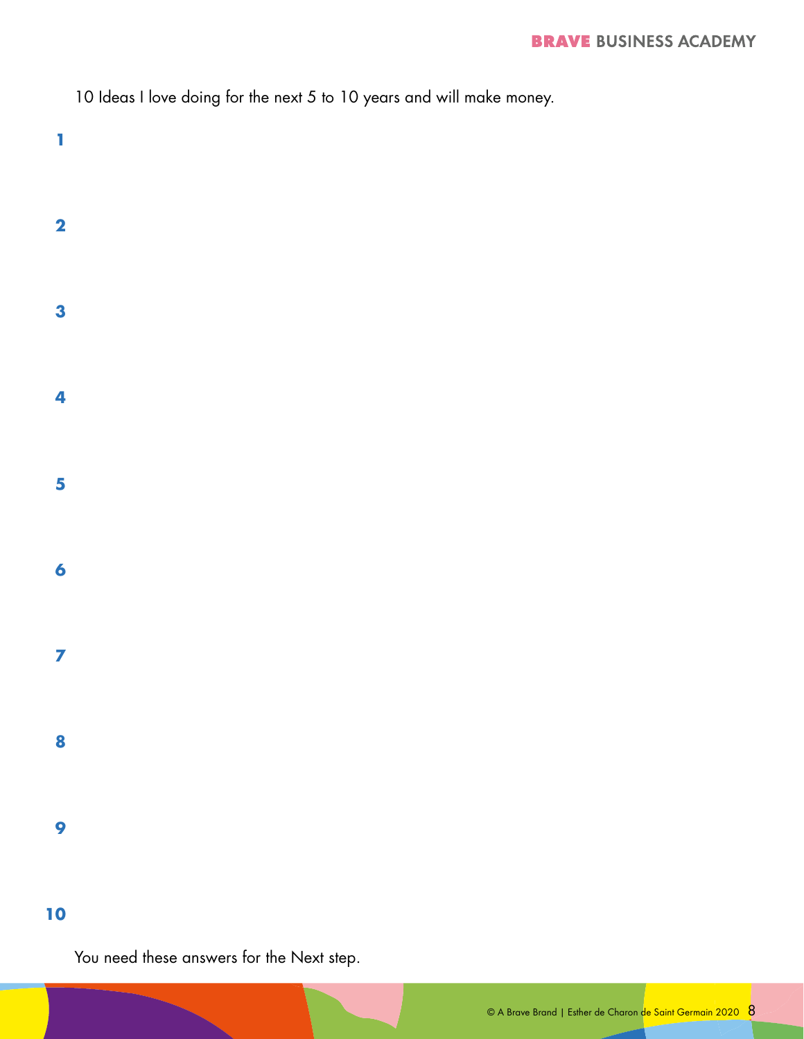10 Ideas I love doing for the next 5 to 10 years and will make money.

**1**

**2**

**3**

**4**

**5**

**6**

**7**

**8**

**9**

**10**

You need these answers for the Next step.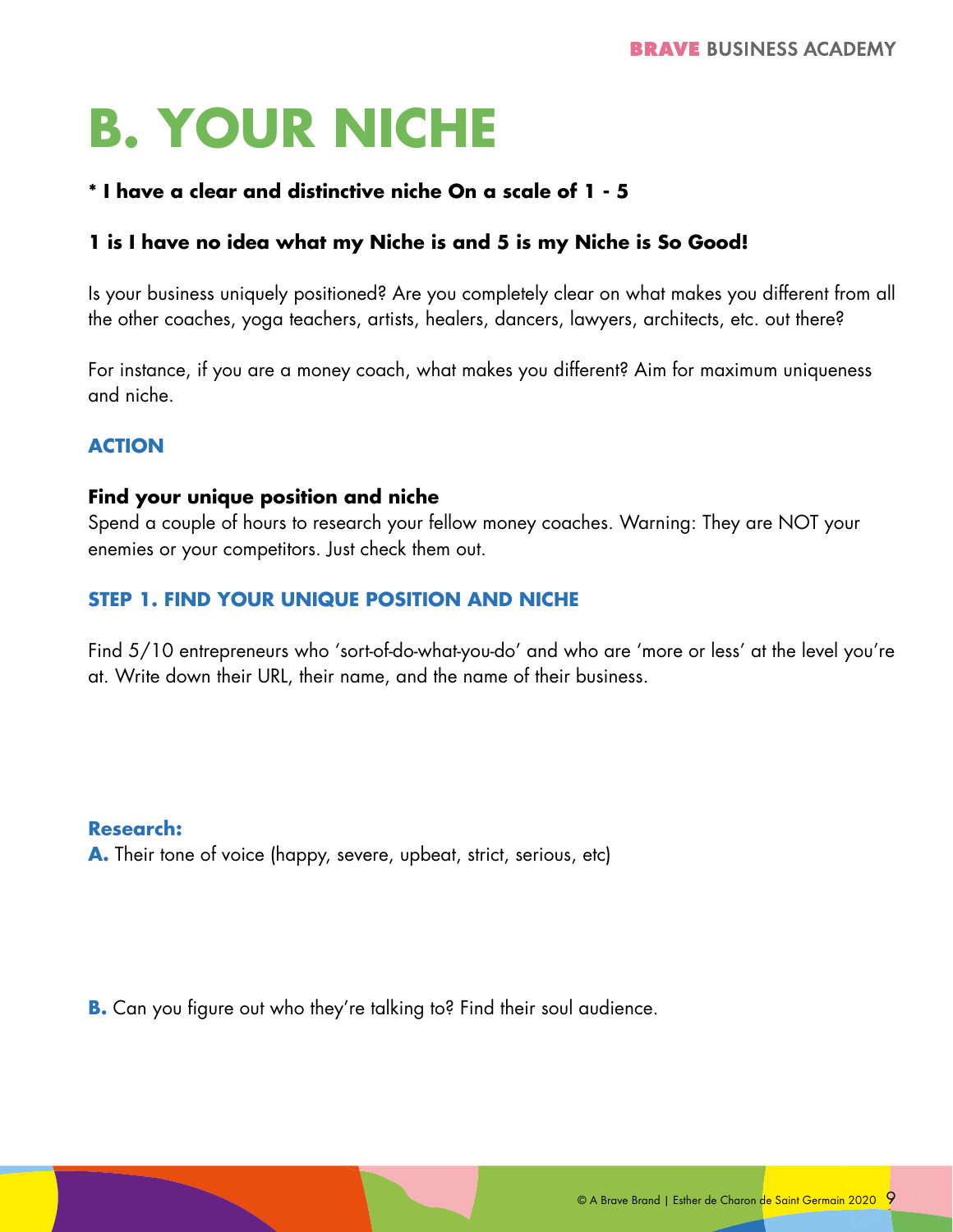# B. YOUR NICHE

**\* I have a clear and distinctive niche On a scale of 1 - 5**

**1 is I have no idea what my Niche is and 5 is my Niche is So Good!**

Is your business uniquely positioned? Are you completely clear on what makes you different from all the other coaches, yoga teachers, artists, healers, dancers, lawyers, architects, etc. out there?

For instance, if you are a money coach, what makes you different? Aim for maximum uniqueness and niche.

### ACTION

**Find your unique position and niche**
Spend a couple of hours to research your fellow money coaches. Warning: They are NOT your enemies or your competitors. Just check them out.

### STEP 1. FIND YOUR UNIQUE POSITION AND NICHE

Find 5/10 entrepreneurs who 'sort-of-do-what-you-do' and who are 'more or less' at the level you're at. Write down their URL, their name, and the name of their business.

**Research:**

**A.** Their tone of voice (happy, severe, upbeat, strict, serious, etc)

**B.** Can you figure out who they're talking to? Find their soul audience.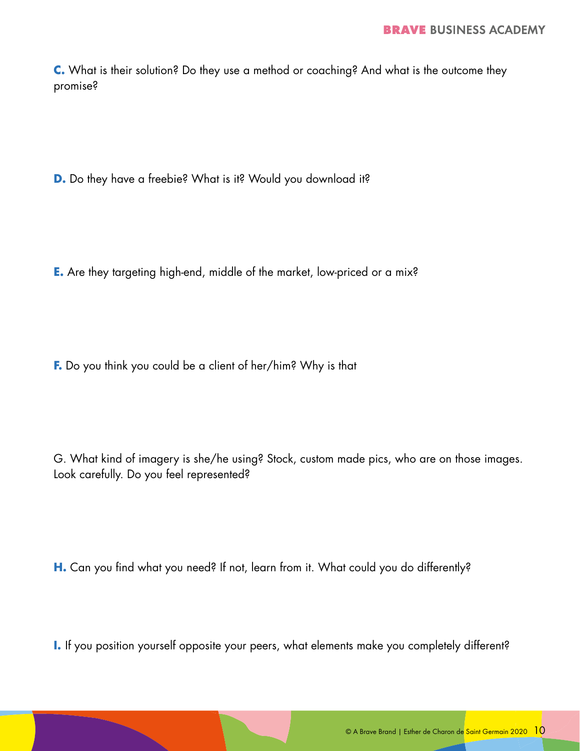**C.** What is their solution? Do they use a method or coaching? And what is the outcome they promise?

**D.** Do they have a freebie? What is it? Would you download it?

**E.** Are they targeting high-end, middle of the market, low-priced or a mix?

**F.** Do you think you could be a client of her/him? Why is that

G. What kind of imagery is she/he using? Stock, custom made pics, who are on those images. Look carefully. Do you feel represented?

**H.** Can you find what you need? If not, learn from it. What could you do differently?

**I.** If you position yourself opposite your peers, what elements make you completely different?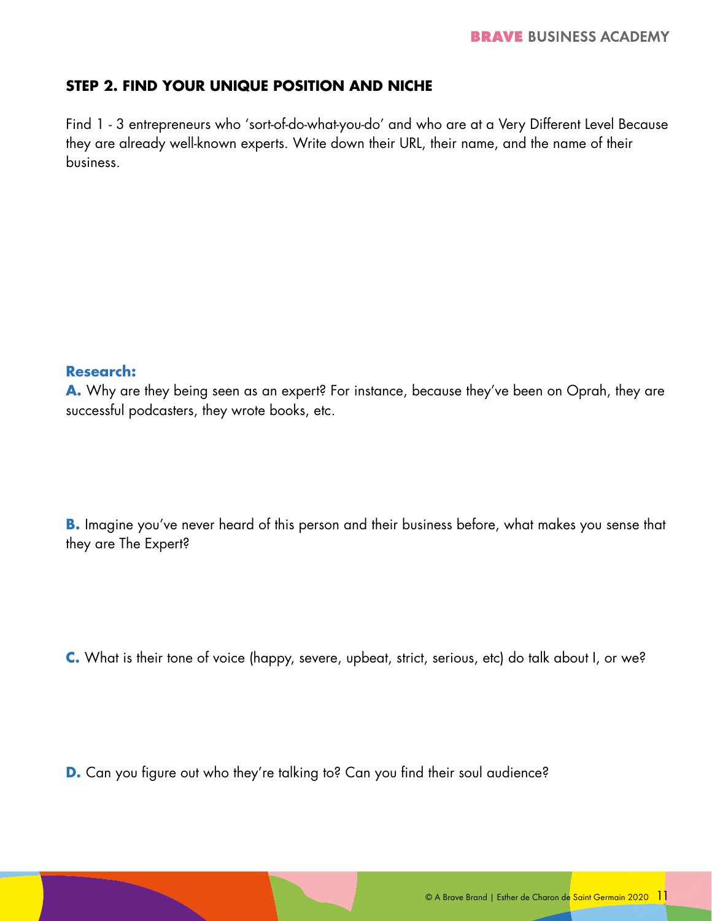## STEP 2. FIND YOUR UNIQUE POSITION AND NICHE

Find 1 - 3 entrepreneurs who 'sort-of-do-what-you-do' and who are at a Very Different Level Because they are already well-known experts. Write down their URL, their name, and the name of their business.

**Research:**

**A.** Why are they being seen as an expert? For instance, because they've been on Oprah, they are successful podcasters, they wrote books, etc.

**B.** Imagine you've never heard of this person and their business before, what makes you sense that they are The Expert?

**C.** What is their tone of voice (happy, severe, upbeat, strict, serious, etc) do talk about I, or we?

**D.** Can you figure out who they're talking to? Can you find their soul audience?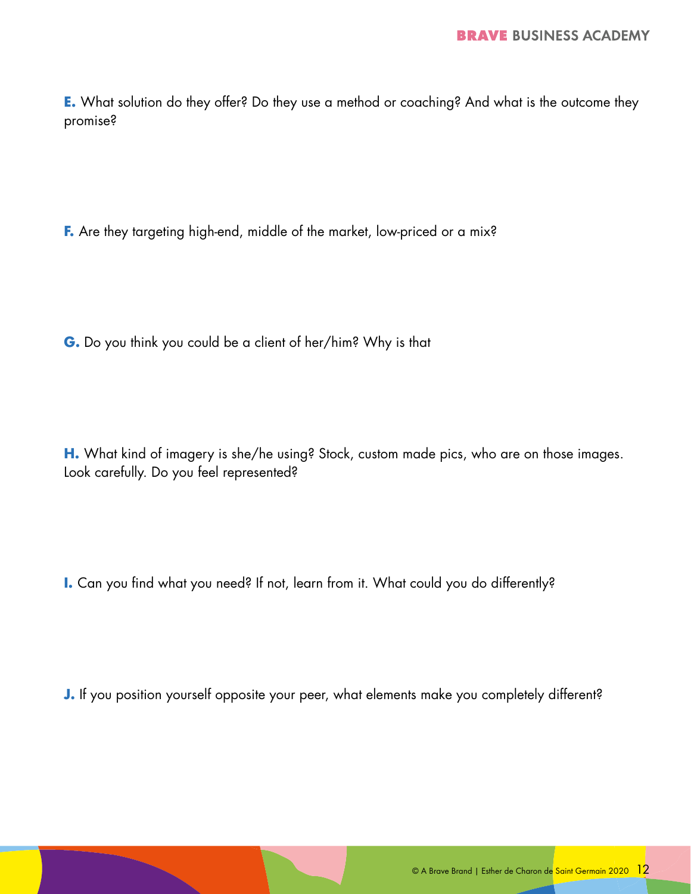**E.** What solution do they offer? Do they use a method or coaching? And what is the outcome they promise?

**F.** Are they targeting high-end, middle of the market, low-priced or a mix?

**G.** Do you think you could be a client of her/him? Why is that

**H.** What kind of imagery is she/he using? Stock, custom made pics, who are on those images. Look carefully. Do you feel represented?

**I.** Can you find what you need? If not, learn from it. What could you do differently?

**J.** If you position yourself opposite your peer, what elements make you completely different?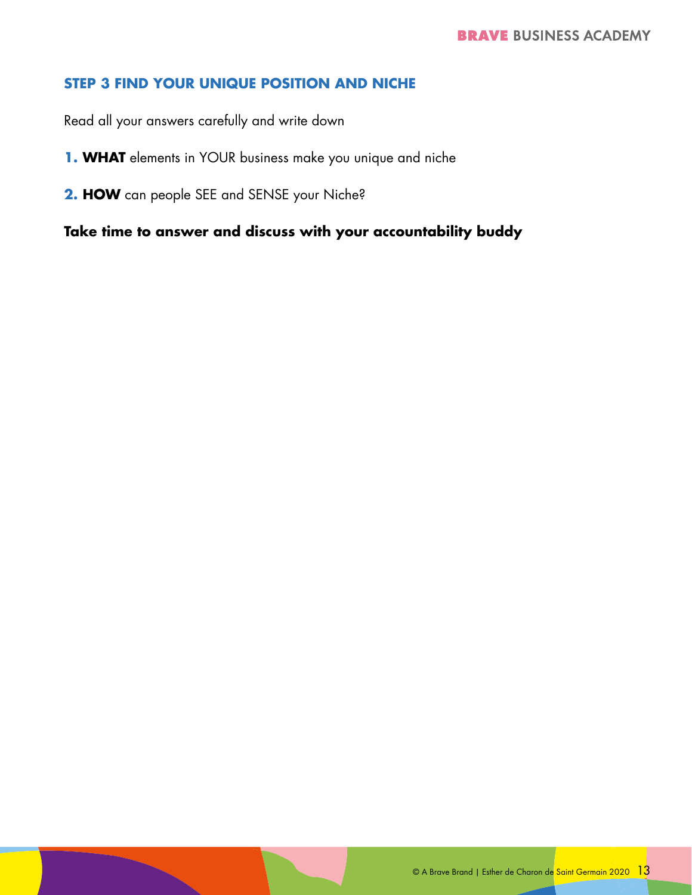## STEP 3 FIND YOUR UNIQUE POSITION AND NICHE

Read all your answers carefully and write down

1. **WHAT** elements in YOUR business make you unique and niche
2. **HOW** can people SEE and SENSE your Niche?

**Take time to answer and discuss with your accountability buddy**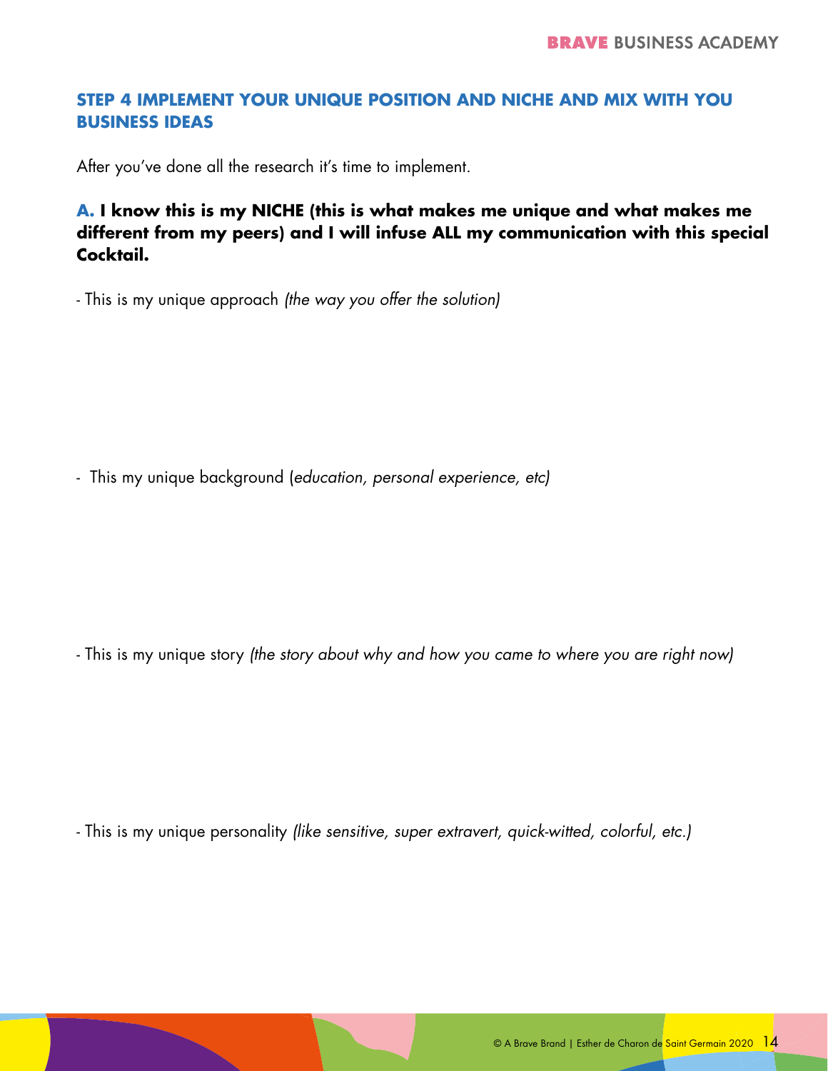## STEP 4 IMPLEMENT YOUR UNIQUE POSITION AND NICHE AND MIX WITH YOU BUSINESS IDEAS

After you've done all the research it's time to implement.

**A. I know this is my NICHE (this is what makes me unique and what makes me different from my peers) and I will infuse ALL my communication with this special Cocktail.**

- This is my unique approach *(the way you offer the solution)*

- This my unique background (*education, personal experience, etc)*

- This is my unique story *(the story about why and how you came to where you are right now)*

- This is my unique personality *(like sensitive, super extravert, quick-witted, colorful, etc.)*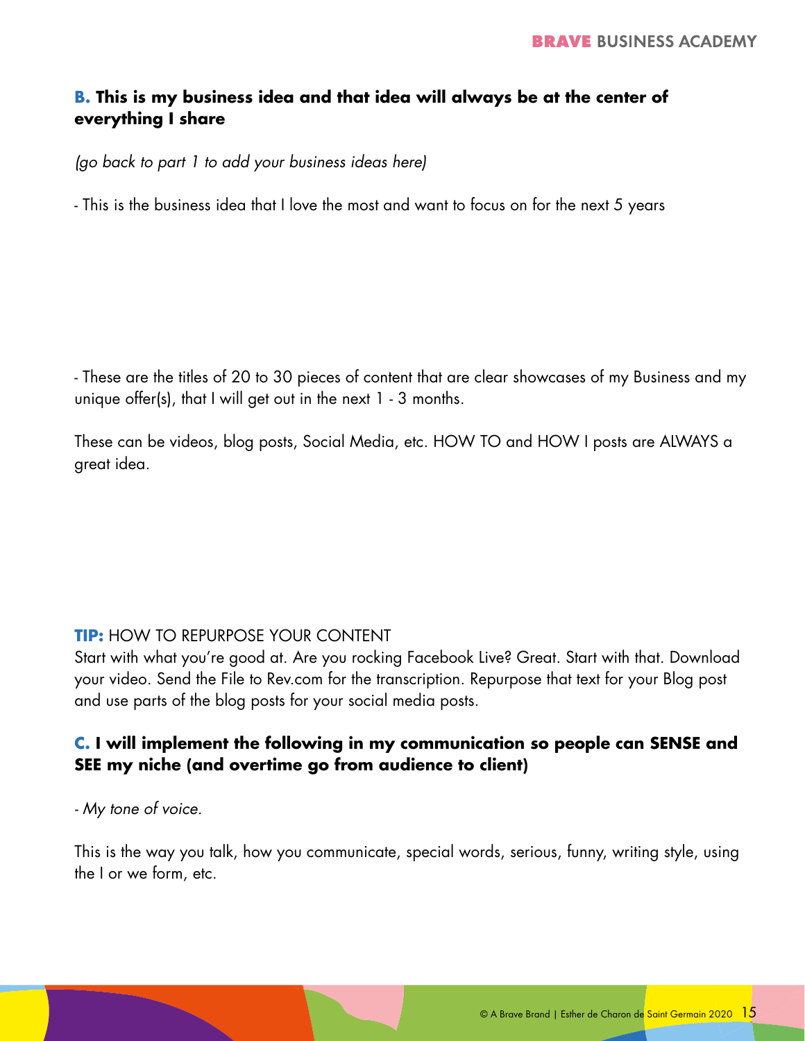### **B.** This is my business idea and that idea will always be at the center of everything I share

*(go back to part 1 to add your business ideas here)*

- This is the business idea that I love the most and want to focus on for the next 5 years

- These are the titles of 20 to 30 pieces of content that are clear showcases of my Business and my unique offer(s), that I will get out in the next 1 - 3 months.

These can be videos, blog posts, Social Media, etc. HOW TO and HOW I posts are ALWAYS a great idea.

**TIP:** HOW TO REPURPOSE YOUR CONTENT
Start with what you're good at. Are you rocking Facebook Live? Great. Start with that. Download your video. Send the File to Rev.com for the transcription. Repurpose that text for your Blog post and use parts of the blog posts for your social media posts.

### **C.** I will implement the following in my communication so people can SENSE and SEE my niche (and overtime go from audience to client)

*- My tone of voice.*

This is the way you talk, how you communicate, special words, serious, funny, writing style, using the I or we form, etc.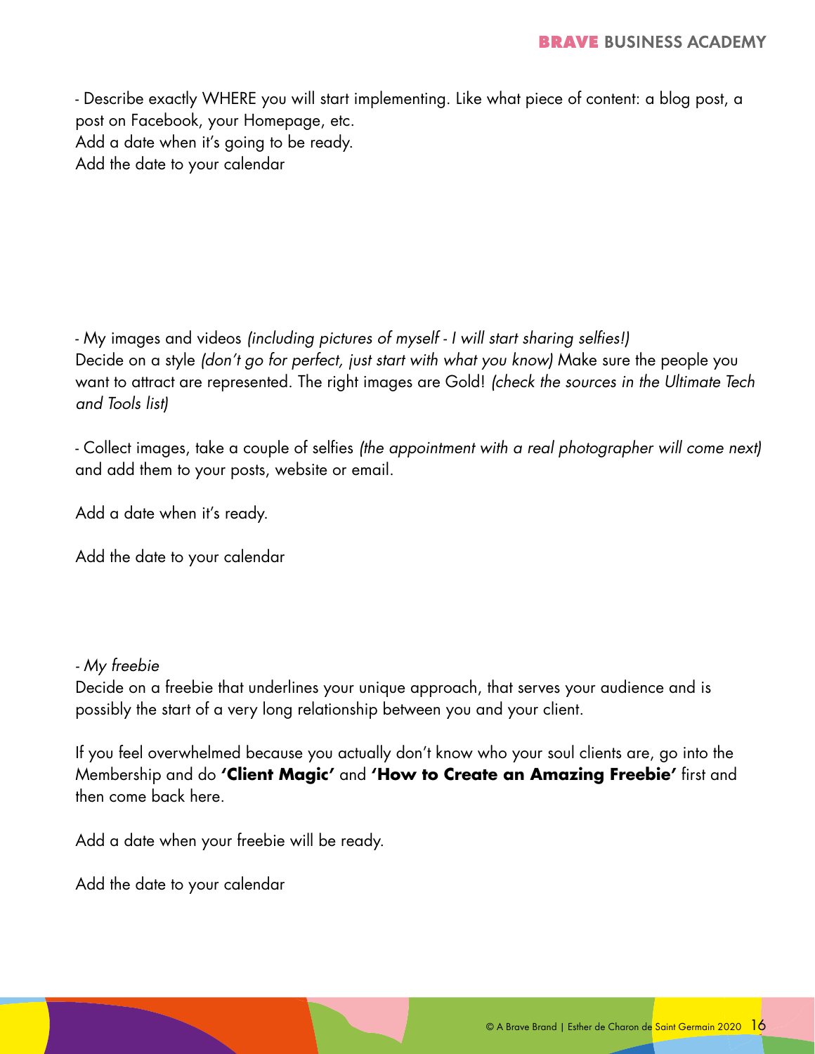- Describe exactly WHERE you will start implementing. Like what piece of content: a blog post, a post on Facebook, your Homepage, etc.
Add a date when it's going to be ready.
Add the date to your calendar

- My images and videos *(including pictures of myself - I will start sharing selfies!)*
Decide on a style *(don't go for perfect, just start with what you know)* Make sure the people you want to attract are represented. The right images are Gold! *(check the sources in the Ultimate Tech and Tools list)*

- Collect images, take a couple of selfies *(the appointment with a real photographer will come next)* and add them to your posts, website or email.

Add a date when it's ready.

Add the date to your calendar

- *My freebie*
Decide on a freebie that underlines your unique approach, that serves your audience and is possibly the start of a very long relationship between you and your client.

If you feel overwhelmed because you actually don't know who your soul clients are, go into the Membership and do **'Client Magic'** and **'How to Create an Amazing Freebie'** first and then come back here.

Add a date when your freebie will be ready.

Add the date to your calendar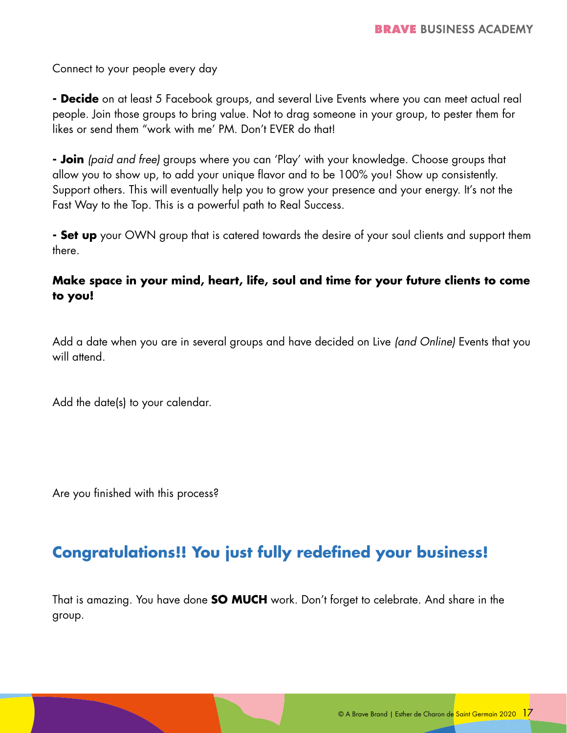Connect to your people every day

**- Decide** on at least 5 Facebook groups, and several Live Events where you can meet actual real people. Join those groups to bring value. Not to drag someone in your group, to pester them for likes or send them "work with me' PM. Don't EVER do that!

**- Join** *(paid and free)* groups where you can 'Play' with your knowledge. Choose groups that allow you to show up, to add your unique flavor and to be 100% you! Show up consistently. Support others. This will eventually help you to grow your presence and your energy. It's not the Fast Way to the Top. This is a powerful path to Real Success.

**- Set up** your OWN group that is catered towards the desire of your soul clients and support them there.

**Make space in your mind, heart, life, soul and time for your future clients to come to you!**

Add a date when you are in several groups and have decided on Live *(and Online)* Events that you will attend.

Add the date(s) to your calendar.

Are you finished with this process?

## Congratulations!! You just fully redefined your business!

That is amazing. You have done **SO MUCH** work. Don't forget to celebrate. And share in the group.